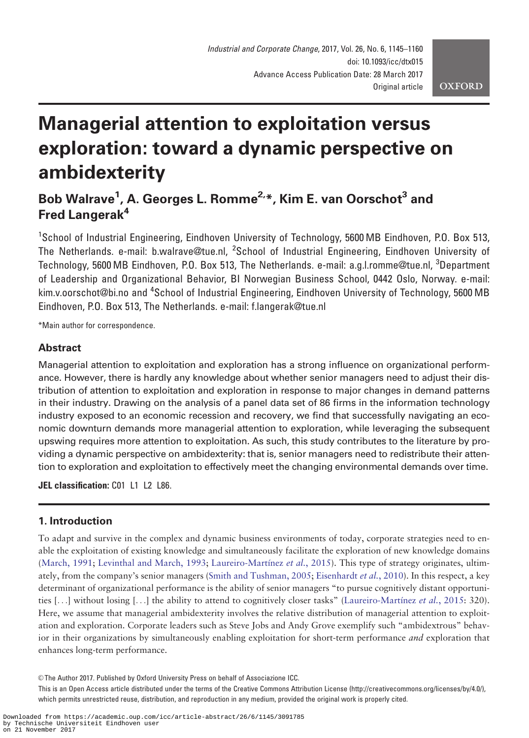# Managerial attention to exploitation versus exploration: toward a dynamic perspective on ambidexterity

## Bob Walrave[1], A. Georges L. Romme[2,*], Kim E. van Oorschot[3] and Fred Langerak[4]

[1]School of Industrial Engineering, Eindhoven University of Technology, 5600 MB Eindhoven, P.O. Box 513, The Netherlands. e-mail: b.walrave@tue.nl, [2]School of Industrial Engineering, Eindhoven University of Technology, 5600 MB Eindhoven, P.O. Box 513, The Netherlands. e-mail: a.g.l.romme@tue.nl, [3]Department of Leadership and Organizational Behavior, BI Norwegian Business School, 0442 Oslo, Norway. e-mail: kim.v.oorschot@bi.no and [4]School of Industrial Engineering, Eindhoven University of Technology, 5600 MB Eindhoven, P.O. Box 513, The Netherlands. e-mail: f.langerak@tue.nl

*Main author for correspondence.

### Abstract

Managerial attention to exploitation and exploration has a strong influence on organizational performance. However, there is hardly any knowledge about whether senior managers need to adjust their distribution of attention to exploitation and exploration in response to major changes in demand patterns in their industry. Drawing on the analysis of a panel data set of 86 firms in the information technology industry exposed to an economic recession and recovery, we find that successfully navigating an economic downturn demands more managerial attention to exploration, while leveraging the subsequent upswing requires more attention to exploitation. As such, this study contributes to the literature by providing a dynamic perspective on ambidexterity: that is, senior managers need to redistribute their attention to exploration and exploitation to effectively meet the changing environmental demands over time.

**JEL classification:** C01 L1 L2 L86.

## 1. Introduction

To adapt and survive in the complex and dynamic business environments of today, corporate strategies need to enable the exploitation of existing knowledge and simultaneously facilitate the exploration of new knowledge domains (March, 1991; Levinthal and March, 1993; Laureiro-Martínez *et al.*, 2015). This type of strategy originates, ultimately, from the company's senior managers (Smith and Tushman, 2005; Eisenhardt *et al.*, 2010). In this respect, a key determinant of organizational performance is the ability of senior managers "to pursue cognitively distant opportunities [...] without losing [...] the ability to attend to cognitively closer tasks" (Laureiro-Martínez *et al.*, 2015: 320). Here, we assume that managerial ambidexterity involves the relative distribution of managerial attention to exploitation and exploration. Corporate leaders such as Steve Jobs and Andy Grove exemplify such "ambidextrous" behavior in their organizations by simultaneously enabling exploitation for short-term performance *and* exploration that enhances long-term performance.

© The Author 2017. Published by Oxford University Press on behalf of Associazione ICC.
This is an Open Access article distributed under the terms of the Creative Commons Attribution License (http://creativecommons.org/licenses/by/4.0/), which permits unrestricted reuse, distribution, and reproduction in any medium, provided the original work is properly cited.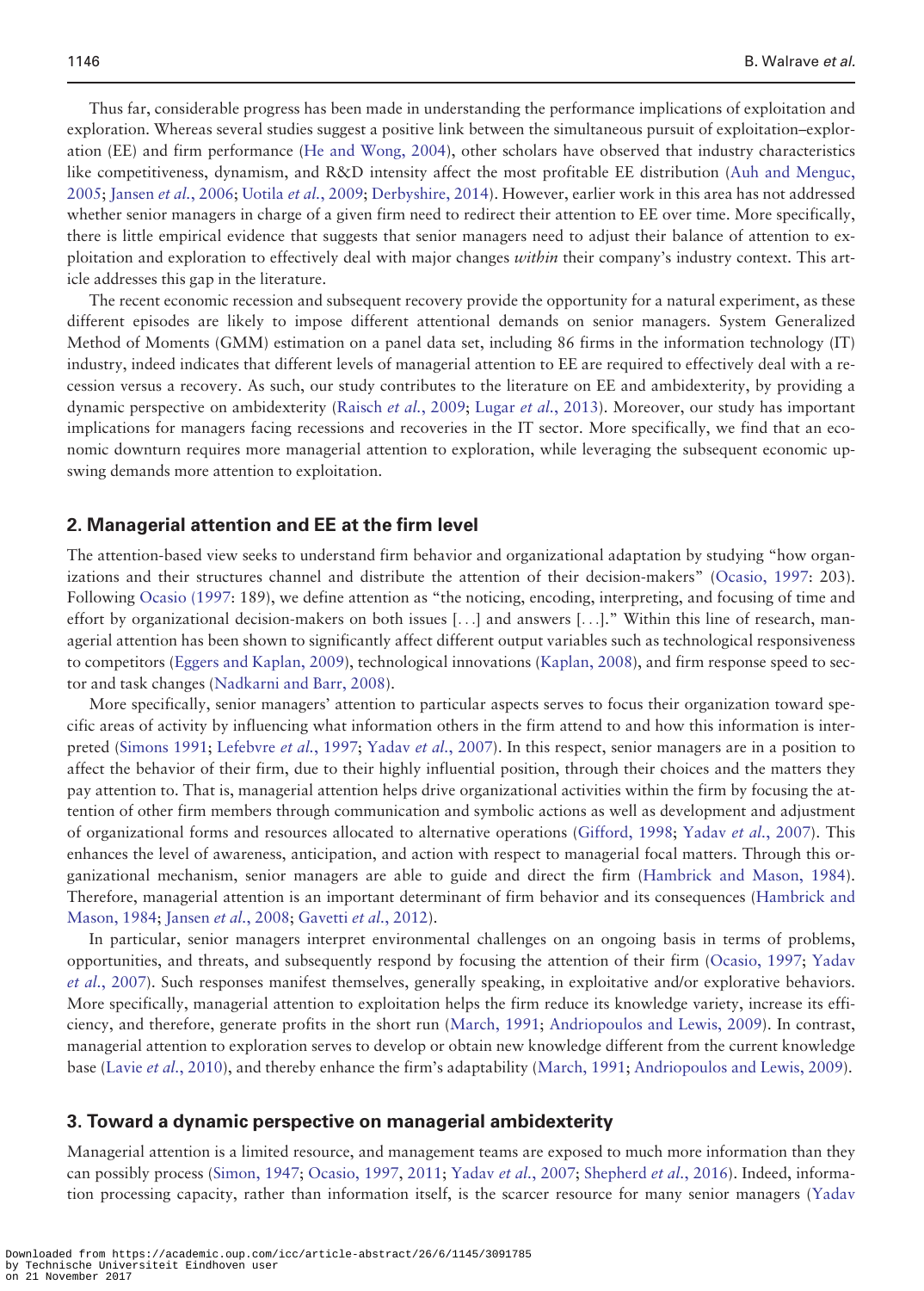Thus far, considerable progress has been made in understanding the performance implications of exploitation and exploration. Whereas several studies suggest a positive link between the simultaneous pursuit of exploitation–exploration (EE) and firm performance (He and Wong, 2004), other scholars have observed that industry characteristics like competitiveness, dynamism, and R&D intensity affect the most profitable EE distribution (Auh and Menguc, 2005; Jansen *et al.*, 2006; Uotila *et al.*, 2009; Derbyshire, 2014). However, earlier work in this area has not addressed whether senior managers in charge of a given firm need to redirect their attention to EE over time. More specifically, there is little empirical evidence that suggests that senior managers need to adjust their balance of attention to exploitation and exploration to effectively deal with major changes *within* their company's industry context. This article addresses this gap in the literature.

The recent economic recession and subsequent recovery provide the opportunity for a natural experiment, as these different episodes are likely to impose different attentional demands on senior managers. System Generalized Method of Moments (GMM) estimation on a panel data set, including 86 firms in the information technology (IT) industry, indeed indicates that different levels of managerial attention to EE are required to effectively deal with a recession versus a recovery. As such, our study contributes to the literature on EE and ambidexterity, by providing a dynamic perspective on ambidexterity (Raisch *et al.*, 2009; Lugar *et al.*, 2013). Moreover, our study has important implications for managers facing recessions and recoveries in the IT sector. More specifically, we find that an economic downturn requires more managerial attention to exploration, while leveraging the subsequent economic upswing demands more attention to exploitation.

## 2. Managerial attention and EE at the firm level

The attention-based view seeks to understand firm behavior and organizational adaptation by studying "how organizations and their structures channel and distribute the attention of their decision-makers" (Ocasio, 1997: 203). Following Ocasio (1997: 189), we define attention as "the noticing, encoding, interpreting, and focusing of time and effort by organizational decision-makers on both issues [...] and answers [...]." Within this line of research, managerial attention has been shown to significantly affect different output variables such as technological responsiveness to competitors (Eggers and Kaplan, 2009), technological innovations (Kaplan, 2008), and firm response speed to sector and task changes (Nadkarni and Barr, 2008).

More specifically, senior managers' attention to particular aspects serves to focus their organization toward specific areas of activity by influencing what information others in the firm attend to and how this information is interpreted (Simons 1991; Lefebvre *et al.*, 1997; Yadav *et al.*, 2007). In this respect, senior managers are in a position to affect the behavior of their firm, due to their highly influential position, through their choices and the matters they pay attention to. That is, managerial attention helps drive organizational activities within the firm by focusing the attention of other firm members through communication and symbolic actions as well as development and adjustment of organizational forms and resources allocated to alternative operations (Gifford, 1998; Yadav *et al.*, 2007). This enhances the level of awareness, anticipation, and action with respect to managerial focal matters. Through this organizational mechanism, senior managers are able to guide and direct the firm (Hambrick and Mason, 1984). Therefore, managerial attention is an important determinant of firm behavior and its consequences (Hambrick and Mason, 1984; Jansen *et al.*, 2008; Gavetti *et al.*, 2012).

In particular, senior managers interpret environmental challenges on an ongoing basis in terms of problems, opportunities, and threats, and subsequently respond by focusing the attention of their firm (Ocasio, 1997; Yadav *et al.*, 2007). Such responses manifest themselves, generally speaking, in exploitative and/or explorative behaviors. More specifically, managerial attention to exploitation helps the firm reduce its knowledge variety, increase its efficiency, and therefore, generate profits in the short run (March, 1991; Andriopoulos and Lewis, 2009). In contrast, managerial attention to exploration serves to develop or obtain new knowledge different from the current knowledge base (Lavie *et al.*, 2010), and thereby enhance the firm's adaptability (March, 1991; Andriopoulos and Lewis, 2009).

## 3. Toward a dynamic perspective on managerial ambidexterity

Managerial attention is a limited resource, and management teams are exposed to much more information than they can possibly process (Simon, 1947; Ocasio, 1997, 2011; Yadav *et al.*, 2007; Shepherd *et al.*, 2016). Indeed, information processing capacity, rather than information itself, is the scarcer resource for many senior managers (Yadav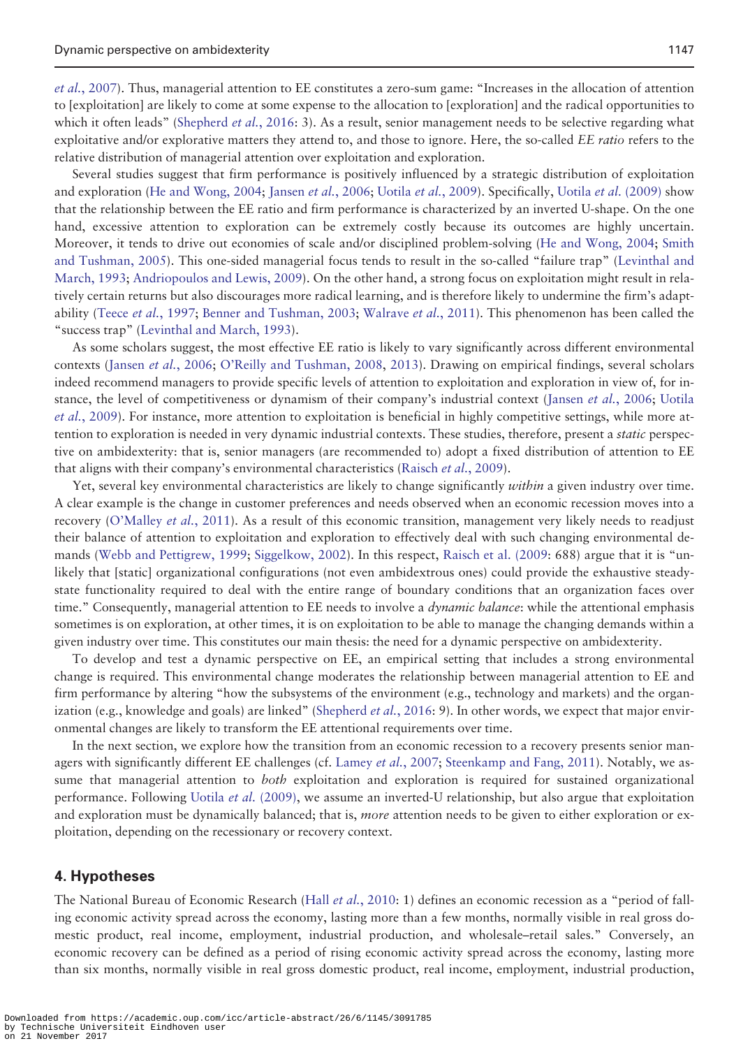*et al.*, 2007). Thus, managerial attention to EE constitutes a zero-sum game: "Increases in the allocation of attention to [exploitation] are likely to come at some expense to the allocation to [exploration] and the radical opportunities to which it often leads" (Shepherd *et al.*, 2016: 3). As a result, senior management needs to be selective regarding what exploitative and/or explorative matters they attend to, and those to ignore. Here, the so-called *EE ratio* refers to the relative distribution of managerial attention over exploitation and exploration.

Several studies suggest that firm performance is positively influenced by a strategic distribution of exploitation and exploration (He and Wong, 2004; Jansen *et al.*, 2006; Uotila *et al.*, 2009). Specifically, Uotila *et al.* (2009) show that the relationship between the EE ratio and firm performance is characterized by an inverted U-shape. On the one hand, excessive attention to exploration can be extremely costly because its outcomes are highly uncertain. Moreover, it tends to drive out economies of scale and/or disciplined problem-solving (He and Wong, 2004; Smith and Tushman, 2005). This one-sided managerial focus tends to result in the so-called "failure trap" (Levinthal and March, 1993; Andriopoulos and Lewis, 2009). On the other hand, a strong focus on exploitation might result in relatively certain returns but also discourages more radical learning, and is therefore likely to undermine the firm's adaptability (Teece *et al.*, 1997; Benner and Tushman, 2003; Walrave *et al.*, 2011). This phenomenon has been called the "success trap" (Levinthal and March, 1993).

As some scholars suggest, the most effective EE ratio is likely to vary significantly across different environmental contexts (Jansen *et al.*, 2006; O'Reilly and Tushman, 2008, 2013). Drawing on empirical findings, several scholars indeed recommend managers to provide specific levels of attention to exploitation and exploration in view of, for instance, the level of competitiveness or dynamism of their company's industrial context (Jansen *et al.*, 2006; Uotila *et al.*, 2009). For instance, more attention to exploitation is beneficial in highly competitive settings, while more attention to exploration is needed in very dynamic industrial contexts. These studies, therefore, present a *static* perspective on ambidexterity: that is, senior managers (are recommended to) adopt a fixed distribution of attention to EE that aligns with their company's environmental characteristics (Raisch *et al.*, 2009).

Yet, several key environmental characteristics are likely to change significantly *within* a given industry over time. A clear example is the change in customer preferences and needs observed when an economic recession moves into a recovery (O'Malley *et al.*, 2011). As a result of this economic transition, management very likely needs to readjust their balance of attention to exploitation and exploration to effectively deal with such changing environmental demands (Webb and Pettigrew, 1999; Siggelkow, 2002). In this respect, Raisch et al. (2009: 688) argue that it is "unlikely that [static] organizational configurations (not even ambidextrous ones) could provide the exhaustive steady-state functionality required to deal with the entire range of boundary conditions that an organization faces over time." Consequently, managerial attention to EE needs to involve a *dynamic balance*: while the attentional emphasis sometimes is on exploration, at other times, it is on exploitation to be able to manage the changing demands within a given industry over time. This constitutes our main thesis: the need for a dynamic perspective on ambidexterity.

To develop and test a dynamic perspective on EE, an empirical setting that includes a strong environmental change is required. This environmental change moderates the relationship between managerial attention to EE and firm performance by altering "how the subsystems of the environment (e.g., technology and markets) and the organization (e.g., knowledge and goals) are linked" (Shepherd *et al.*, 2016: 9). In other words, we expect that major environmental changes are likely to transform the EE attentional requirements over time.

In the next section, we explore how the transition from an economic recession to a recovery presents senior managers with significantly different EE challenges (cf. Lamey *et al.*, 2007; Steenkamp and Fang, 2011). Notably, we assume that managerial attention to *both* exploitation and exploration is required for sustained organizational performance. Following Uotila *et al.* (2009), we assume an inverted-U relationship, but also argue that exploitation and exploration must be dynamically balanced; that is, *more* attention needs to be given to either exploration or exploitation, depending on the recessionary or recovery context.

## 4. Hypotheses

The National Bureau of Economic Research (Hall *et al.*, 2010: 1) defines an economic recession as a "period of falling economic activity spread across the economy, lasting more than a few months, normally visible in real gross domestic product, real income, employment, industrial production, and wholesale–retail sales." Conversely, an economic recovery can be defined as a period of rising economic activity spread across the economy, lasting more than six months, normally visible in real gross domestic product, real income, employment, industrial production,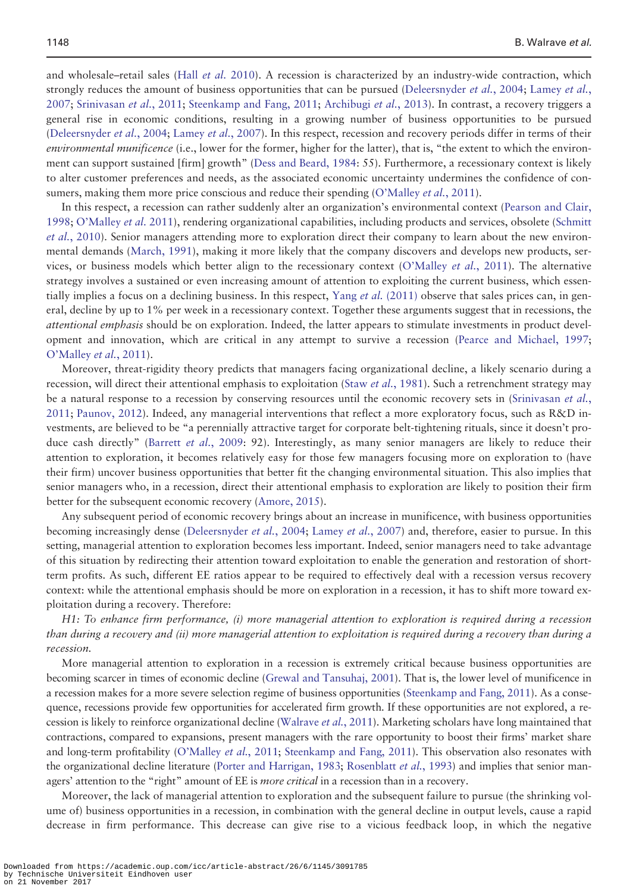and wholesale–retail sales (Hall *et al.* 2010). A recession is characterized by an industry-wide contraction, which strongly reduces the amount of business opportunities that can be pursued (Deleersnyder *et al.*, 2004; Lamey *et al.*, 2007; Srinivasan *et al.*, 2011; Steenkamp and Fang, 2011; Archibugi *et al.*, 2013). In contrast, a recovery triggers a general rise in economic conditions, resulting in a growing number of business opportunities to be pursued (Deleersnyder *et al.*, 2004; Lamey *et al.*, 2007). In this respect, recession and recovery periods differ in terms of their *environmental munificence* (i.e., lower for the former, higher for the latter), that is, "the extent to which the environment can support sustained [firm] growth" (Dess and Beard, 1984: 55). Furthermore, a recessionary context is likely to alter customer preferences and needs, as the associated economic uncertainty undermines the confidence of consumers, making them more price conscious and reduce their spending (O'Malley *et al.*, 2011).

In this respect, a recession can rather suddenly alter an organization's environmental context (Pearson and Clair, 1998; O'Malley *et al.* 2011), rendering organizational capabilities, including products and services, obsolete (Schmitt *et al.*, 2010). Senior managers attending more to exploration direct their company to learn about the new environmental demands (March, 1991), making it more likely that the company discovers and develops new products, services, or business models which better align to the recessionary context (O'Malley *et al.*, 2011). The alternative strategy involves a sustained or even increasing amount of attention to exploiting the current business, which essentially implies a focus on a declining business. In this respect, Yang *et al.* (2011) observe that sales prices can, in general, decline by up to 1% per week in a recessionary context. Together these arguments suggest that in recessions, the *attentional emphasis* should be on exploration. Indeed, the latter appears to stimulate investments in product development and innovation, which are critical in any attempt to survive a recession (Pearce and Michael, 1997; O'Malley *et al.*, 2011).

Moreover, threat-rigidity theory predicts that managers facing organizational decline, a likely scenario during a recession, will direct their attentional emphasis to exploitation (Staw *et al.*, 1981). Such a retrenchment strategy may be a natural response to a recession by conserving resources until the economic recovery sets in (Srinivasan *et al.*, 2011; Paunov, 2012). Indeed, any managerial interventions that reflect a more exploratory focus, such as R&D investments, are believed to be "a perennially attractive target for corporate belt-tightening rituals, since it doesn't produce cash directly" (Barrett *et al.*, 2009: 92). Interestingly, as many senior managers are likely to reduce their attention to exploration, it becomes relatively easy for those few managers focusing more on exploration to (have their firm) uncover business opportunities that better fit the changing environmental situation. This also implies that senior managers who, in a recession, direct their attentional emphasis to exploration are likely to position their firm better for the subsequent economic recovery (Amore, 2015).

Any subsequent period of economic recovery brings about an increase in munificence, with business opportunities becoming increasingly dense (Deleersnyder *et al.*, 2004; Lamey *et al.*, 2007) and, therefore, easier to pursue. In this setting, managerial attention to exploration becomes less important. Indeed, senior managers need to take advantage of this situation by redirecting their attention toward exploitation to enable the generation and restoration of short-term profits. As such, different EE ratios appear to be required to effectively deal with a recession versus recovery context: while the attentional emphasis should be more on exploration in a recession, it has to shift more toward exploitation during a recovery. Therefore:

*H1: To enhance firm performance, (i) more managerial attention to exploration is required during a recession than during a recovery and (ii) more managerial attention to exploitation is required during a recovery than during a recession.*

More managerial attention to exploration in a recession is extremely critical because business opportunities are becoming scarcer in times of economic decline (Grewal and Tansuhaj, 2001). That is, the lower level of munificence in a recession makes for a more severe selection regime of business opportunities (Steenkamp and Fang, 2011). As a consequence, recessions provide few opportunities for accelerated firm growth. If these opportunities are not explored, a recession is likely to reinforce organizational decline (Walrave *et al.*, 2011). Marketing scholars have long maintained that contractions, compared to expansions, present managers with the rare opportunity to boost their firms' market share and long-term profitability (O'Malley *et al.*, 2011; Steenkamp and Fang, 2011). This observation also resonates with the organizational decline literature (Porter and Harrigan, 1983; Rosenblatt *et al.*, 1993) and implies that senior managers' attention to the "right" amount of EE is *more critical* in a recession than in a recovery.

Moreover, the lack of managerial attention to exploration and the subsequent failure to pursue (the shrinking volume of) business opportunities in a recession, in combination with the general decline in output levels, cause a rapid decrease in firm performance. This decrease can give rise to a vicious feedback loop, in which the negative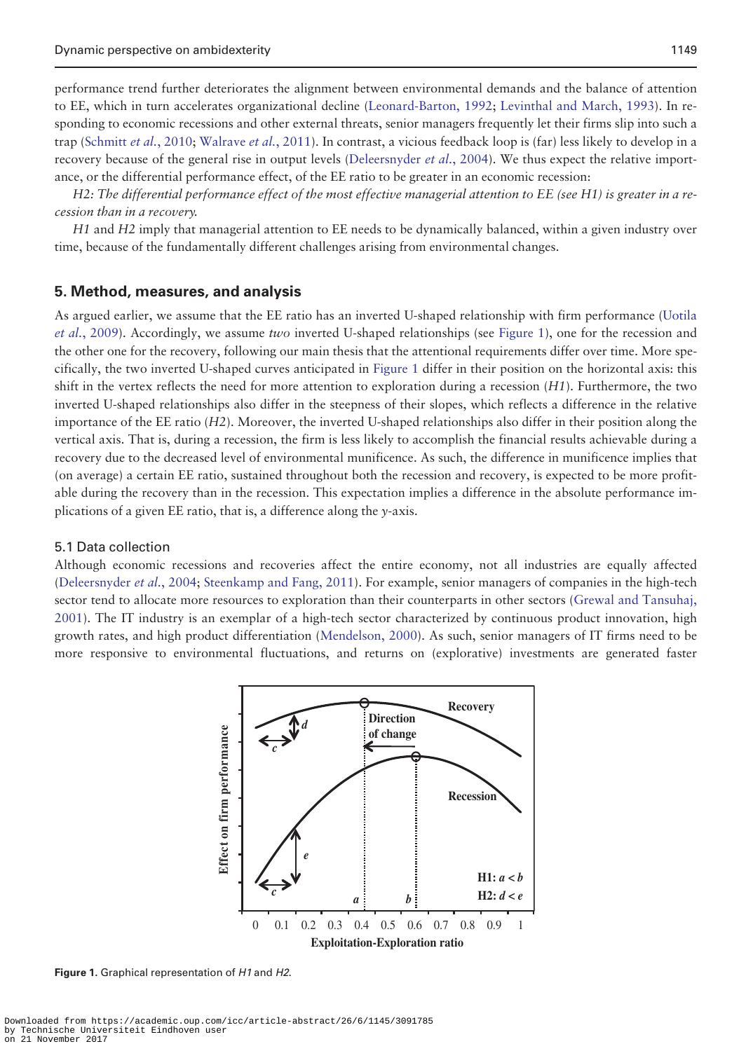performance trend further deteriorates the alignment between environmental demands and the balance of attention to EE, which in turn accelerates organizational decline (Leonard-Barton, 1992; Levinthal and March, 1993). In responding to economic recessions and other external threats, senior managers frequently let their firms slip into such a trap (Schmitt *et al.*, 2010; Walrave *et al.*, 2011). In contrast, a vicious feedback loop is (far) less likely to develop in a recovery because of the general rise in output levels (Deleersnyder *et al.*, 2004). We thus expect the relative importance, or the differential performance effect, of the EE ratio to be greater in an economic recession:

*H2: The differential performance effect of the most effective managerial attention to EE (see H1) is greater in a recession than in a recovery.*

*H1* and *H2* imply that managerial attention to EE needs to be dynamically balanced, within a given industry over time, because of the fundamentally different challenges arising from environmental changes.

## 5. Method, measures, and analysis

As argued earlier, we assume that the EE ratio has an inverted U-shaped relationship with firm performance (Uotila *et al.*, 2009). Accordingly, we assume *two* inverted U-shaped relationships (see Figure 1), one for the recession and the other one for the recovery, following our main thesis that the attentional requirements differ over time. More specifically, the two inverted U-shaped curves anticipated in Figure 1 differ in their position on the horizontal axis: this shift in the vertex reflects the need for more attention to exploration during a recession (*H1*). Furthermore, the two inverted U-shaped relationships also differ in the steepness of their slopes, which reflects a difference in the relative importance of the EE ratio (*H2*). Moreover, the inverted U-shaped relationships also differ in their position along the vertical axis. That is, during a recession, the firm is less likely to accomplish the financial results achievable during a recovery due to the decreased level of environmental munificence. As such, the difference in munificence implies that (on average) a certain EE ratio, sustained throughout both the recession and recovery, is expected to be more profitable during the recovery than in the recession. This expectation implies a difference in the absolute performance implications of a given EE ratio, that is, a difference along the *y*-axis.

### 5.1 Data collection

Although economic recessions and recoveries affect the entire economy, not all industries are equally affected (Deleersnyder *et al.*, 2004; Steenkamp and Fang, 2011). For example, senior managers of companies in the high-tech sector tend to allocate more resources to exploration than their counterparts in other sectors (Grewal and Tansuhaj, 2001). The IT industry is an exemplar of a high-tech sector characterized by continuous product innovation, high growth rates, and high product differentiation (Mendelson, 2000). As such, senior managers of IT firms need to be more responsive to environmental fluctuations, and returns on (explorative) investments are generated faster

**Figure 1.** Graphical representation of *H1* and *H2*.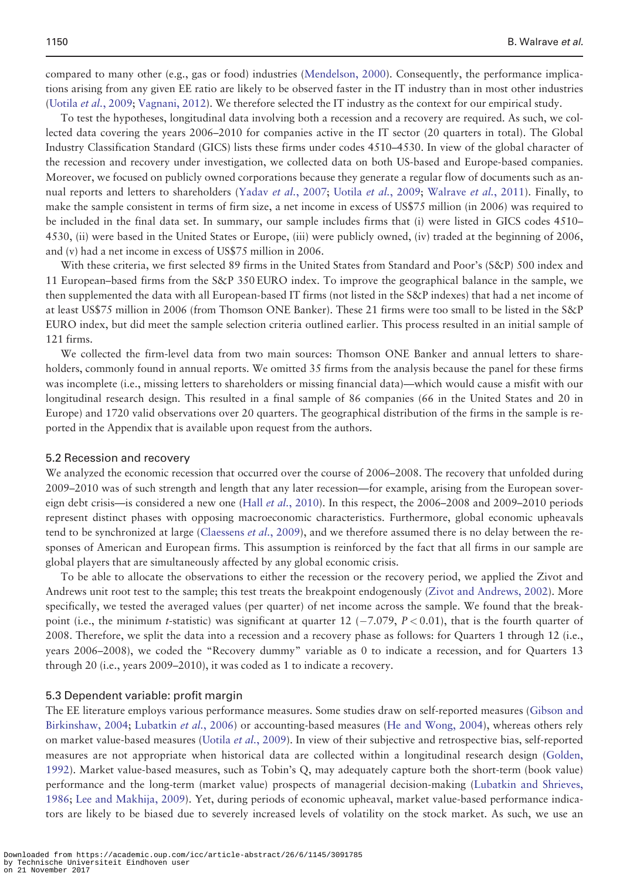compared to many other (e.g., gas or food) industries (Mendelson, 2000). Consequently, the performance implications arising from any given EE ratio are likely to be observed faster in the IT industry than in most other industries (Uotila *et al.*, 2009; Vagnani, 2012). We therefore selected the IT industry as the context for our empirical study.

To test the hypotheses, longitudinal data involving both a recession and a recovery are required. As such, we collected data covering the years 2006–2010 for companies active in the IT sector (20 quarters in total). The Global Industry Classification Standard (GICS) lists these firms under codes 4510–4530. In view of the global character of the recession and recovery under investigation, we collected data on both US-based and Europe-based companies. Moreover, we focused on publicly owned corporations because they generate a regular flow of documents such as annual reports and letters to shareholders (Yadav *et al.*, 2007; Uotila *et al.*, 2009; Walrave *et al.*, 2011). Finally, to make the sample consistent in terms of firm size, a net income in excess of US$75 million (in 2006) was required to be included in the final data set. In summary, our sample includes firms that (i) were listed in GICS codes 4510–4530, (ii) were based in the United States or Europe, (iii) were publicly owned, (iv) traded at the beginning of 2006, and (v) had a net income in excess of US$75 million in 2006.

With these criteria, we first selected 89 firms in the United States from Standard and Poor's (S&P) 500 index and 11 European–based firms from the S&P 350 EURO index. To improve the geographical balance in the sample, we then supplemented the data with all European-based IT firms (not listed in the S&P indexes) that had a net income of at least US$75 million in 2006 (from Thomson ONE Banker). These 21 firms were too small to be listed in the S&P EURO index, but did meet the sample selection criteria outlined earlier. This process resulted in an initial sample of 121 firms.

We collected the firm-level data from two main sources: Thomson ONE Banker and annual letters to shareholders, commonly found in annual reports. We omitted 35 firms from the analysis because the panel for these firms was incomplete (i.e., missing letters to shareholders or missing financial data)—which would cause a misfit with our longitudinal research design. This resulted in a final sample of 86 companies (66 in the United States and 20 in Europe) and 1720 valid observations over 20 quarters. The geographical distribution of the firms in the sample is reported in the Appendix that is available upon request from the authors.

### 5.2 Recession and recovery

We analyzed the economic recession that occurred over the course of 2006–2008. The recovery that unfolded during 2009–2010 was of such strength and length that any later recession—for example, arising from the European sovereign debt crisis—is considered a new one (Hall *et al.*, 2010). In this respect, the 2006–2008 and 2009–2010 periods represent distinct phases with opposing macroeconomic characteristics. Furthermore, global economic upheavals tend to be synchronized at large (Claessens *et al.*, 2009), and we therefore assumed there is no delay between the responses of American and European firms. This assumption is reinforced by the fact that all firms in our sample are global players that are simultaneously affected by any global economic crisis.

To be able to allocate the observations to either the recession or the recovery period, we applied the Zivot and Andrews unit root test to the sample; this test treats the breakpoint endogenously (Zivot and Andrews, 2002). More specifically, we tested the averaged values (per quarter) of net income across the sample. We found that the breakpoint (i.e., the minimum $t$-statistic) was significant at quarter 12 ($-7.079$, $P < 0.01$), that is the fourth quarter of 2008. Therefore, we split the data into a recession and a recovery phase as follows: for Quarters 1 through 12 (i.e., years 2006–2008), we coded the "Recovery dummy" variable as 0 to indicate a recession, and for Quarters 13 through 20 (i.e., years 2009–2010), it was coded as 1 to indicate a recovery.

### 5.3 Dependent variable: profit margin

The EE literature employs various performance measures. Some studies draw on self-reported measures (Gibson and Birkinshaw, 2004; Lubatkin *et al.*, 2006) or accounting-based measures (He and Wong, 2004), whereas others rely on market value-based measures (Uotila *et al.*, 2009). In view of their subjective and retrospective bias, self-reported measures are not appropriate when historical data are collected within a longitudinal research design (Golden, 1992). Market value-based measures, such as Tobin's Q, may adequately capture both the short-term (book value) performance and the long-term (market value) prospects of managerial decision-making (Lubatkin and Shrieves, 1986; Lee and Makhija, 2009). Yet, during periods of economic upheaval, market value-based performance indicators are likely to be biased due to severely increased levels of volatility on the stock market. As such, we use an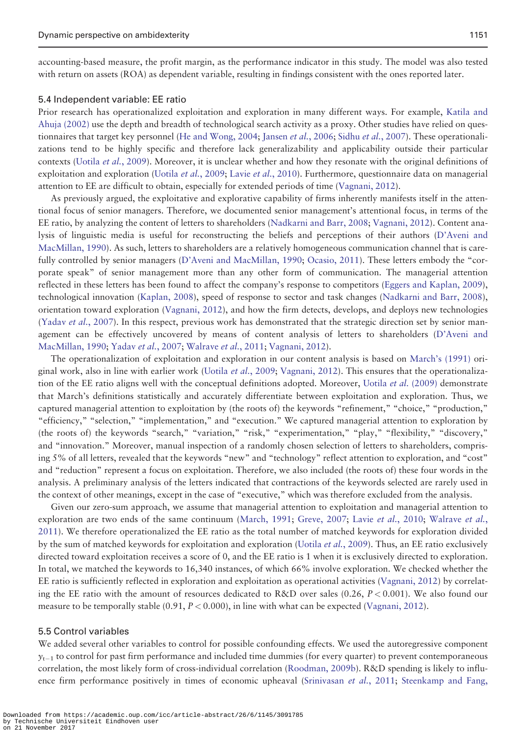accounting-based measure, the profit margin, as the performance indicator in this study. The model was also tested with return on assets (ROA) as dependent variable, resulting in findings consistent with the ones reported later.

### 5.4 Independent variable: EE ratio

Prior research has operationalized exploitation and exploration in many different ways. For example, Katila and Ahuja (2002) use the depth and breadth of technological search activity as a proxy. Other studies have relied on questionnaires that target key personnel (He and Wong, 2004; Jansen *et al.*, 2006; Sidhu *et al.*, 2007). These operationalizations tend to be highly specific and therefore lack generalizability and applicability outside their particular contexts (Uotila *et al.*, 2009). Moreover, it is unclear whether and how they resonate with the original definitions of exploitation and exploration (Uotila *et al.*, 2009; Lavie *et al.*, 2010). Furthermore, questionnaire data on managerial attention to EE are difficult to obtain, especially for extended periods of time (Vagnani, 2012).

As previously argued, the exploitative and explorative capability of firms inherently manifests itself in the attentional focus of senior managers. Therefore, we documented senior management's attentional focus, in terms of the EE ratio, by analyzing the content of letters to shareholders (Nadkarni and Barr, 2008; Vagnani, 2012). Content analysis of linguistic media is useful for reconstructing the beliefs and perceptions of their authors (D'Aveni and MacMillan, 1990). As such, letters to shareholders are a relatively homogeneous communication channel that is carefully controlled by senior managers (D'Aveni and MacMillan, 1990; Ocasio, 2011). These letters embody the "corporate speak" of senior management more than any other form of communication. The managerial attention reflected in these letters has been found to affect the company's response to competitors (Eggers and Kaplan, 2009), technological innovation (Kaplan, 2008), speed of response to sector and task changes (Nadkarni and Barr, 2008), orientation toward exploration (Vagnani, 2012), and how the firm detects, develops, and deploys new technologies (Yadav *et al.*, 2007). In this respect, previous work has demonstrated that the strategic direction set by senior management can be effectively uncovered by means of content analysis of letters to shareholders (D'Aveni and MacMillan, 1990; Yadav *et al.*, 2007; Walrave *et al.*, 2011; Vagnani, 2012).

The operationalization of exploitation and exploration in our content analysis is based on March's (1991) original work, also in line with earlier work (Uotila *et al.*, 2009; Vagnani, 2012). This ensures that the operationalization of the EE ratio aligns well with the conceptual definitions adopted. Moreover, Uotila *et al.* (2009) demonstrate that March's definitions statistically and accurately differentiate between exploitation and exploration. Thus, we captured managerial attention to exploitation by (the roots of) the keywords "refinement," "choice," "production," "efficiency," "selection," "implementation," and "execution." We captured managerial attention to exploration by (the roots of) the keywords "search," "variation," "risk," "experimentation," "play," "flexibility," "discovery," and "innovation." Moreover, manual inspection of a randomly chosen selection of letters to shareholders, comprising 5% of all letters, revealed that the keywords "new" and "technology" reflect attention to exploration, and "cost" and "reduction" represent a focus on exploitation. Therefore, we also included (the roots of) these four words in the analysis. A preliminary analysis of the letters indicated that contractions of the keywords selected are rarely used in the context of other meanings, except in the case of "executive," which was therefore excluded from the analysis.

Given our zero-sum approach, we assume that managerial attention to exploitation and managerial attention to exploration are two ends of the same continuum (March, 1991; Greve, 2007; Lavie *et al.*, 2010; Walrave *et al.*, 2011). We therefore operationalized the EE ratio as the total number of matched keywords for exploration divided by the sum of matched keywords for exploitation and exploration (Uotila *et al.*, 2009). Thus, an EE ratio exclusively directed toward exploitation receives a score of 0, and the EE ratio is 1 when it is exclusively directed to exploration. In total, we matched the keywords to 16,340 instances, of which 66% involve exploration. We checked whether the EE ratio is sufficiently reflected in exploration and exploitation as operational activities (Vagnani, 2012) by correlating the EE ratio with the amount of resources dedicated to R&D over sales (0.26, $P < 0.001$). We also found our measure to be temporally stable (0.91, $P < 0.000$), in line with what can be expected (Vagnani, 2012).

### 5.5 Control variables

We added several other variables to control for possible confounding effects. We used the autoregressive component $y_{t-1}$ to control for past firm performance and included time dummies (for every quarter) to prevent contemporaneous correlation, the most likely form of cross-individual correlation (Roodman, 2009b). R&D spending is likely to influence firm performance positively in times of economic upheaval (Srinivasan *et al.*, 2011; Steenkamp and Fang,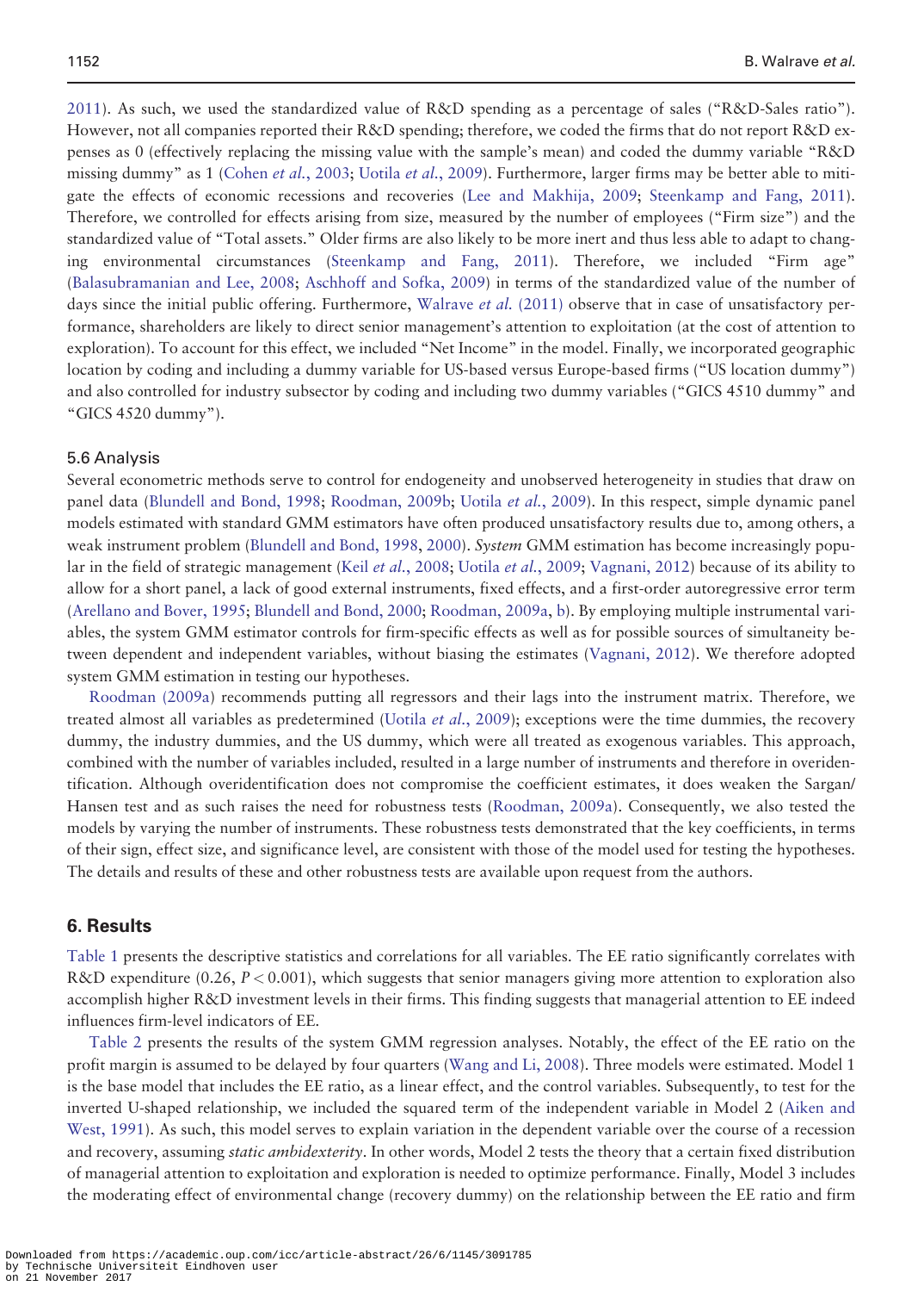2011). As such, we used the standardized value of R&D spending as a percentage of sales ("R&D-Sales ratio"). However, not all companies reported their R&D spending; therefore, we coded the firms that do not report R&D expenses as 0 (effectively replacing the missing value with the sample's mean) and coded the dummy variable "R&D missing dummy" as 1 (Cohen *et al.*, 2003; Uotila *et al.*, 2009). Furthermore, larger firms may be better able to mitigate the effects of economic recessions and recoveries (Lee and Makhija, 2009; Steenkamp and Fang, 2011). Therefore, we controlled for effects arising from size, measured by the number of employees ("Firm size") and the standardized value of "Total assets." Older firms are also likely to be more inert and thus less able to adapt to changing environmental circumstances (Steenkamp and Fang, 2011). Therefore, we included "Firm age" (Balasubramanian and Lee, 2008; Aschhoff and Sofka, 2009) in terms of the standardized value of the number of days since the initial public offering. Furthermore, Walrave *et al.* (2011) observe that in case of unsatisfactory performance, shareholders are likely to direct senior management's attention to exploitation (at the cost of attention to exploration). To account for this effect, we included "Net Income" in the model. Finally, we incorporated geographic location by coding and including a dummy variable for US-based versus Europe-based firms ("US location dummy") and also controlled for industry subsector by coding and including two dummy variables ("GICS 4510 dummy" and "GICS 4520 dummy").

### 5.6 Analysis

Several econometric methods serve to control for endogeneity and unobserved heterogeneity in studies that draw on panel data (Blundell and Bond, 1998; Roodman, 2009b; Uotila *et al.*, 2009). In this respect, simple dynamic panel models estimated with standard GMM estimators have often produced unsatisfactory results due to, among others, a weak instrument problem (Blundell and Bond, 1998, 2000). *System* GMM estimation has become increasingly popular in the field of strategic management (Keil *et al.*, 2008; Uotila *et al.*, 2009; Vagnani, 2012) because of its ability to allow for a short panel, a lack of good external instruments, fixed effects, and a first-order autoregressive error term (Arellano and Bover, 1995; Blundell and Bond, 2000; Roodman, 2009a, b). By employing multiple instrumental variables, the system GMM estimator controls for firm-specific effects as well as for possible sources of simultaneity between dependent and independent variables, without biasing the estimates (Vagnani, 2012). We therefore adopted system GMM estimation in testing our hypotheses.

Roodman (2009a) recommends putting all regressors and their lags into the instrument matrix. Therefore, we treated almost all variables as predetermined (Uotila *et al.*, 2009); exceptions were the time dummies, the recovery dummy, the industry dummies, and the US dummy, which were all treated as exogenous variables. This approach, combined with the number of variables included, resulted in a large number of instruments and therefore in overidentification. Although overidentification does not compromise the coefficient estimates, it does weaken the Sargan/Hansen test and as such raises the need for robustness tests (Roodman, 2009a). Consequently, we also tested the models by varying the number of instruments. These robustness tests demonstrated that the key coefficients, in terms of their sign, effect size, and significance level, are consistent with those of the model used for testing the hypotheses. The details and results of these and other robustness tests are available upon request from the authors.

## 6. Results

Table 1 presents the descriptive statistics and correlations for all variables. The EE ratio significantly correlates with R&D expenditure (0.26, $P < 0.001$), which suggests that senior managers giving more attention to exploration also accomplish higher R&D investment levels in their firms. This finding suggests that managerial attention to EE indeed influences firm-level indicators of EE.

Table 2 presents the results of the system GMM regression analyses. Notably, the effect of the EE ratio on the profit margin is assumed to be delayed by four quarters (Wang and Li, 2008). Three models were estimated. Model 1 is the base model that includes the EE ratio, as a linear effect, and the control variables. Subsequently, to test for the inverted U-shaped relationship, we included the squared term of the independent variable in Model 2 (Aiken and West, 1991). As such, this model serves to explain variation in the dependent variable over the course of a recession and recovery, assuming *static ambidexterity*. In other words, Model 2 tests the theory that a certain fixed distribution of managerial attention to exploitation and exploration is needed to optimize performance. Finally, Model 3 includes the moderating effect of environmental change (recovery dummy) on the relationship between the EE ratio and firm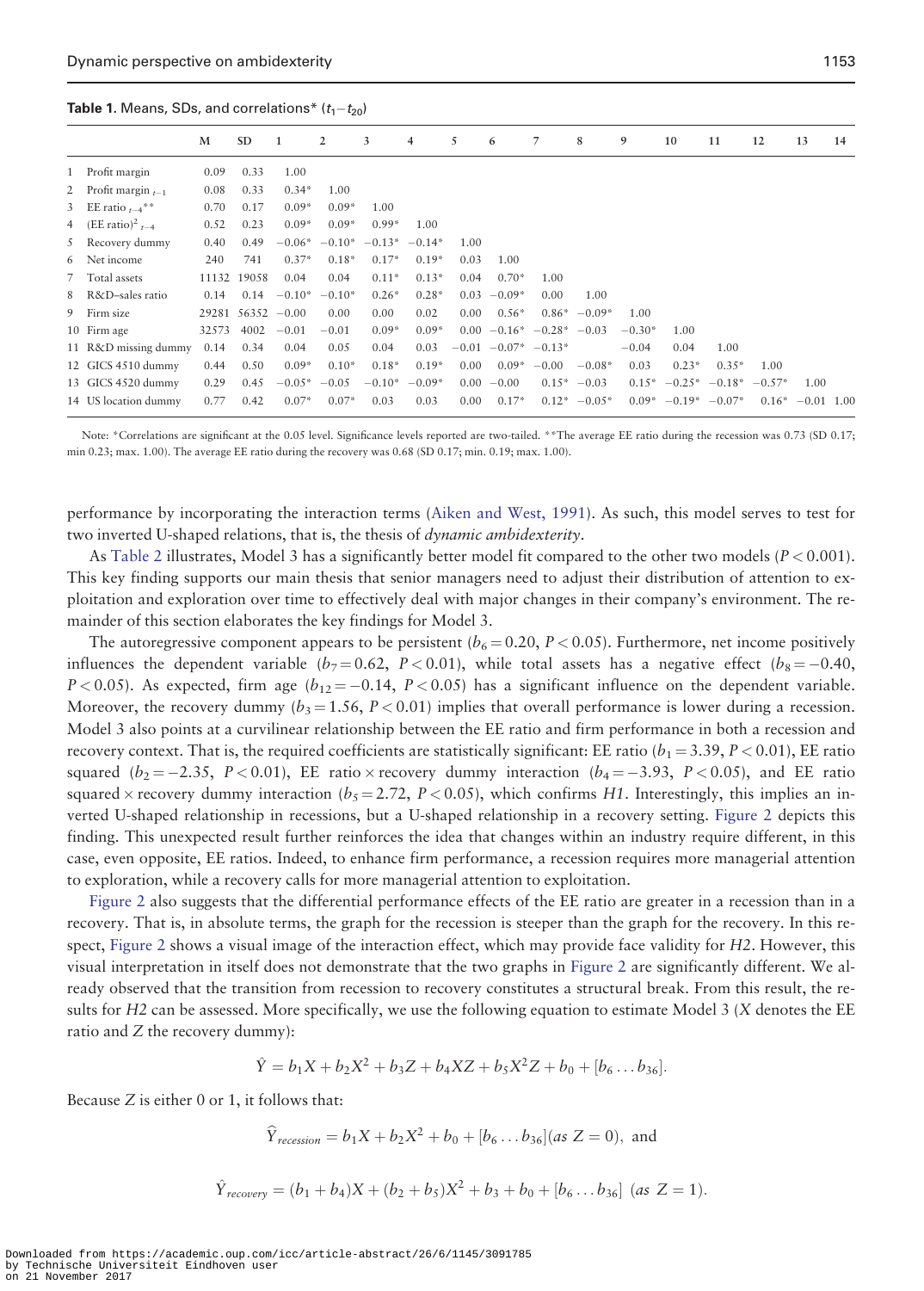**Table 1.** Means, SDs, and correlations* ($t_1 - t_{20}$)

| | M | SD | 1 | 2 | 3 | 4 | 5 | 6 | 7 | 8 | 9 | 10 | 11 | 12 | 13 | 14 |
|---|---|---|---|---|---|---|---|---|---|---|---|---|---|---|---|---|
| 1 Profit margin | 0.09 | 0.33 | 1.00 | | | | | | | | | | | | | |
| 2 Profit margin $_{t-1}$ | 0.08 | 0.33 | 0.34* | 1.00 | | | | | | | | | | | | |
| 3 EE ratio $_{t-4}$** | 0.70 | 0.17 | 0.09* | 0.09* | 1.00 | | | | | | | | | | | |
| 4 (EE ratio)$^2$ $_{t-4}$ | 0.52 | 0.23 | 0.09* | 0.09* | 0.99* | 1.00 | | | | | | | | | | |
| 5 Recovery dummy | 0.40 | 0.49 | −0.06* | −0.10* | −0.13* | −0.14* | 1.00 | | | | | | | | | |
| 6 Net income | 240 | 741 | 0.37* | 0.18* | 0.17* | 0.19* | 0.03 | 1.00 | | | | | | | | |
| 7 Total assets | 11132 | 19058 | 0.04 | 0.04 | 0.11* | 0.13* | 0.04 | 0.70* | 1.00 | | | | | | | |
| 8 R&D–sales ratio | 0.14 | 0.14 | −0.10* | −0.10* | 0.26* | 0.28* | 0.03 | −0.09* | 0.00 | 1.00 | | | | | | |
| 9 Firm size | 29281 | 56352 | −0.00 | 0.00 | 0.00 | 0.02 | 0.00 | 0.56* | 0.86* | −0.09* | 1.00 | | | | | |
| 10 Firm age | 32573 | 4002 | −0.01 | −0.01 | 0.09* | 0.09* | 0.00 | −0.16* | −0.28* | −0.03 | −0.30* | 1.00 | | | | |
| 11 R&D missing dummy | 0.14 | 0.34 | 0.04 | 0.05 | 0.04 | 0.03 | −0.01 | −0.07* | −0.13* | | −0.04 | 0.04 | 1.00 | | | |
| 12 GICS 4510 dummy | 0.44 | 0.50 | 0.09* | 0.10* | 0.18* | 0.19* | 0.00 | 0.09* | −0.00 | −0.08* | 0.03 | 0.23* | 0.35* | 1.00 | | |
| 13 GICS 4520 dummy | 0.29 | 0.45 | −0.05* | −0.05 | −0.10* | −0.09* | 0.00 | −0.00 | 0.15* | −0.03 | 0.15* | −0.25* | −0.18* | −0.57* | 1.00 | |
| 14 US location dummy | 0.77 | 0.42 | 0.07* | 0.07* | 0.03 | 0.03 | 0.00 | 0.17* | 0.12* | −0.05* | 0.09* | −0.19* | −0.07* | 0.16* | −0.01 | 1.00 |

Note: *Correlations are significant at the 0.05 level. Significance levels reported are two-tailed. **The average EE ratio during the recession was 0.73 (SD 0.17; min 0.23; max. 1.00). The average EE ratio during the recovery was 0.68 (SD 0.17; min. 0.19; max. 1.00).

performance by incorporating the interaction terms (Aiken and West, 1991). As such, this model serves to test for two inverted U-shaped relations, that is, the thesis of *dynamic ambidexterity*.

As Table 2 illustrates, Model 3 has a significantly better model fit compared to the other two models ($P < 0.001$). This key finding supports our main thesis that senior managers need to adjust their distribution of attention to exploitation and exploration over time to effectively deal with major changes in their company's environment. The remainder of this section elaborates the key findings for Model 3.

The autoregressive component appears to be persistent ($b_6 = 0.20$, $P < 0.05$). Furthermore, net income positively influences the dependent variable ($b_7 = 0.62$, $P < 0.01$), while total assets has a negative effect ($b_8 = -0.40$, $P < 0.05$). As expected, firm age ($b_{12} = -0.14$, $P < 0.05$) has a significant influence on the dependent variable. Moreover, the recovery dummy ($b_3 = 1.56$, $P < 0.01$) implies that overall performance is lower during a recession. Model 3 also points at a curvilinear relationship between the EE ratio and firm performance in both a recession and recovery context. That is, the required coefficients are statistically significant: EE ratio ($b_1 = 3.39$, $P < 0.01$), EE ratio squared ($b_2 = -2.35$, $P < 0.01$), EE ratio × recovery dummy interaction ($b_4 = -3.93$, $P < 0.05$), and EE ratio squared × recovery dummy interaction ($b_5 = 2.72$, $P < 0.05$), which confirms *H1*. Interestingly, this implies an inverted U-shaped relationship in recessions, but a U-shaped relationship in a recovery setting. Figure 2 depicts this finding. This unexpected result further reinforces the idea that changes within an industry require different, in this case, even opposite, EE ratios. Indeed, to enhance firm performance, a recession requires more managerial attention to exploration, while a recovery calls for more managerial attention to exploitation.

Figure 2 also suggests that the differential performance effects of the EE ratio are greater in a recession than in a recovery. That is, in absolute terms, the graph for the recession is steeper than the graph for the recovery. In this respect, Figure 2 shows a visual image of the interaction effect, which may provide face validity for *H2*. However, this visual interpretation in itself does not demonstrate that the two graphs in Figure 2 are significantly different. We already observed that the transition from recession to recovery constitutes a structural break. From this result, the results for *H2* can be assessed. More specifically, we use the following equation to estimate Model 3 ($X$ denotes the EE ratio and $Z$ the recovery dummy):

$$\hat{Y} = b_1X + b_2X^2 + b_3Z + b_4XZ + b_5X^2Z + b_0 + [b_6 \ldots b_{36}].$$

Because $Z$ is either 0 or 1, it follows that:

$$\widehat{Y}_{recession} = b_1X + b_2X^2 + b_0 + [b_6 \ldots b_{36}](as\ Z = 0),\ \text{and}$$

$$\hat{Y}_{recovery} = (b_1 + b_4)X + (b_2 + b_5)X^2 + b_3 + b_0 + [b_6 \ldots b_{36}]\ (as\ Z = 1).$$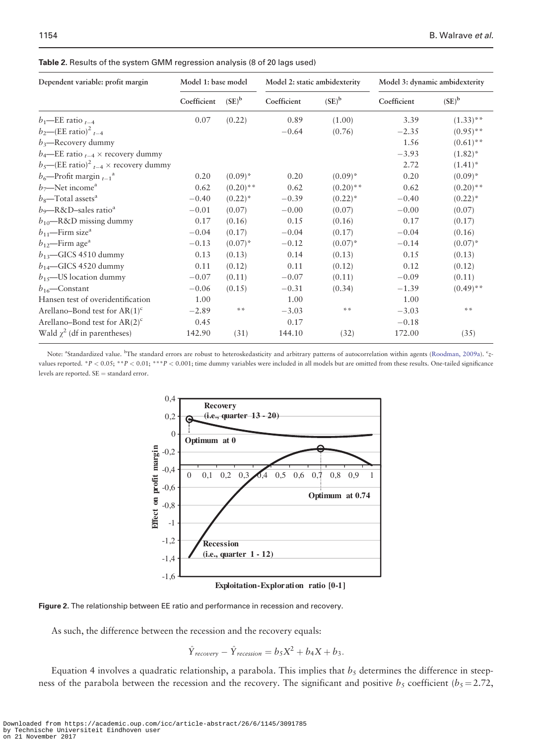**Table 2.** Results of the system GMM regression analysis (8 of 20 lags used)

| Dependent variable: profit margin | Model 1: base model | | Model 2: static ambidexterity | | Model 3: dynamic ambidexterity | |
|---|---|---|---|---|---|---|
| | Coefficient | (SE)[b] | Coefficient | (SE)[b] | Coefficient | (SE)[b] |
| $b_1$—EE ratio $_{t-4}$ | 0.07 | (0.22) | 0.89 | (1.00) | 3.39 | (1.33)** |
| $b_2$—(EE ratio)$^2$ $_{t-4}$ | | | −0.64 | (0.76) | −2.35 | (0.95)** |
| $b_3$—Recovery dummy | | | | | 1.56 | (0.61)** |
| $b_4$—EE ratio $_{t-4}$ × recovery dummy | | | | | −3.93 | (1.82)* |
| $b_5$—(EE ratio)$^2$ $_{t-4}$ × recovery dummy | | | | | 2.72 | (1.41)* |
| $b_6$—Profit margin $_{t-1}$[a] | 0.20 | (0.09)* | 0.20 | (0.09)* | 0.20 | (0.09)* |
| $b_7$—Net income[a] | 0.62 | (0.20)** | 0.62 | (0.20)** | 0.62 | (0.20)** |
| $b_8$—Total assets[a] | −0.40 | (0.22)* | −0.39 | (0.22)* | −0.40 | (0.22)* |
| $b_9$—R&D–sales ratio[a] | −0.01 | (0.07) | −0.00 | (0.07) | −0.00 | (0.07) |
| $b_{10}$—R&D missing dummy | 0.17 | (0.16) | 0.15 | (0.16) | 0.17 | (0.17) |
| $b_{11}$—Firm size[a] | −0.04 | (0.17) | −0.04 | (0.17) | −0.04 | (0.16) |
| $b_{12}$—Firm age[a] | −0.13 | (0.07)* | −0.12 | (0.07)* | −0.14 | (0.07)* |
| $b_{13}$—GICS 4510 dummy | 0.13 | (0.13) | 0.14 | (0.13) | 0.15 | (0.13) |
| $b_{14}$—GICS 4520 dummy | 0.11 | (0.12) | 0.11 | (0.12) | 0.12 | (0.12) |
| $b_{15}$—US location dummy | −0.07 | (0.11) | −0.07 | (0.11) | −0.09 | (0.11) |
| $b_{16}$—Constant | −0.06 | (0.15) | −0.31 | (0.34) | −1.39 | (0.49)** |
| Hansen test of overidentification | 1.00 | | 1.00 | | 1.00 | |
| Arellano–Bond test for AR(1)[c] | −2.89 | ** | −3.03 | ** | −3.03 | ** |
| Arellano–Bond test for AR(2)[c] | 0.45 | | 0.17 | | −0.18 | |
| Wald $\chi^2$ (df in parentheses) | 142.90 | (31) | 144.10 | (32) | 172.00 | (35) |

Note: [a]Standardized value. [b]The standard errors are robust to heteroskedasticity and arbitrary patterns of autocorrelation within agents (Roodman, 2009a). [c]$z$-values reported. *$P < 0.05$; **$P < 0.01$; ***$P < 0.001$; time dummy variables were included in all models but are omitted from these results. One-tailed significance levels are reported. SE = standard error.

**Figure 2.** The relationship between EE ratio and performance in recession and recovery.

As such, the difference between the recession and the recovery equals:

$$\hat{Y}_{recovery} - \hat{Y}_{recession} = b_5 X^2 + b_4 X + b_3.$$

Equation 4 involves a quadratic relationship, a parabola. This implies that $b_5$ determines the difference in steepness of the parabola between the recession and the recovery. The significant and positive $b_5$ coefficient ($b_5 = 2.72$,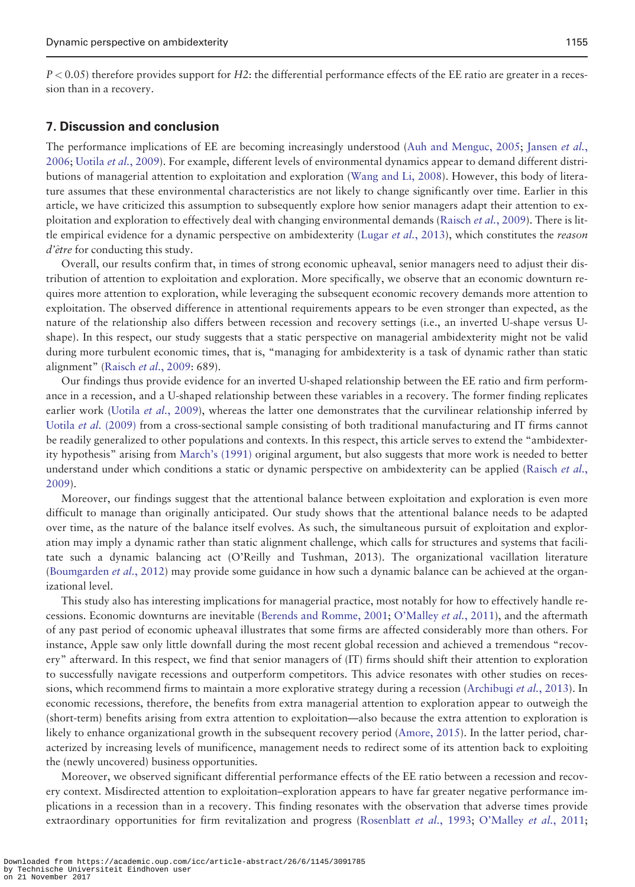$P < 0.05$) therefore provides support for *H2*: the differential performance effects of the EE ratio are greater in a recession than in a recovery.

## 7. Discussion and conclusion

The performance implications of EE are becoming increasingly understood (Auh and Menguc, 2005; Jansen *et al.*, 2006; Uotila *et al.*, 2009). For example, different levels of environmental dynamics appear to demand different distributions of managerial attention to exploitation and exploration (Wang and Li, 2008). However, this body of literature assumes that these environmental characteristics are not likely to change significantly over time. Earlier in this article, we have criticized this assumption to subsequently explore how senior managers adapt their attention to exploitation and exploration to effectively deal with changing environmental demands (Raisch *et al.*, 2009). There is little empirical evidence for a dynamic perspective on ambidexterity (Lugar *et al.*, 2013), which constitutes the *reason d'être* for conducting this study.

Overall, our results confirm that, in times of strong economic upheaval, senior managers need to adjust their distribution of attention to exploitation and exploration. More specifically, we observe that an economic downturn requires more attention to exploration, while leveraging the subsequent economic recovery demands more attention to exploitation. The observed difference in attentional requirements appears to be even stronger than expected, as the nature of the relationship also differs between recession and recovery settings (i.e., an inverted U-shape versus U-shape). In this respect, our study suggests that a static perspective on managerial ambidexterity might not be valid during more turbulent economic times, that is, "managing for ambidexterity is a task of dynamic rather than static alignment" (Raisch *et al.*, 2009: 689).

Our findings thus provide evidence for an inverted U-shaped relationship between the EE ratio and firm performance in a recession, and a U-shaped relationship between these variables in a recovery. The former finding replicates earlier work (Uotila *et al.*, 2009), whereas the latter one demonstrates that the curvilinear relationship inferred by Uotila *et al.* (2009) from a cross-sectional sample consisting of both traditional manufacturing and IT firms cannot be readily generalized to other populations and contexts. In this respect, this article serves to extend the "ambidexterity hypothesis" arising from March's (1991) original argument, but also suggests that more work is needed to better understand under which conditions a static or dynamic perspective on ambidexterity can be applied (Raisch *et al.*, 2009).

Moreover, our findings suggest that the attentional balance between exploitation and exploration is even more difficult to manage than originally anticipated. Our study shows that the attentional balance needs to be adapted over time, as the nature of the balance itself evolves. As such, the simultaneous pursuit of exploitation and exploration may imply a dynamic rather than static alignment challenge, which calls for structures and systems that facilitate such a dynamic balancing act (O'Reilly and Tushman, 2013). The organizational vacillation literature (Boumgarden *et al.*, 2012) may provide some guidance in how such a dynamic balance can be achieved at the organizational level.

This study also has interesting implications for managerial practice, most notably for how to effectively handle recessions. Economic downturns are inevitable (Berends and Romme, 2001; O'Malley *et al.*, 2011), and the aftermath of any past period of economic upheaval illustrates that some firms are affected considerably more than others. For instance, Apple saw only little downfall during the most recent global recession and achieved a tremendous "recovery" afterward. In this respect, we find that senior managers of (IT) firms should shift their attention to exploration to successfully navigate recessions and outperform competitors. This advice resonates with other studies on recessions, which recommend firms to maintain a more explorative strategy during a recession (Archibugi *et al.*, 2013). In economic recessions, therefore, the benefits from extra managerial attention to exploration appear to outweigh the (short-term) benefits arising from extra attention to exploitation—also because the extra attention to exploration is likely to enhance organizational growth in the subsequent recovery period (Amore, 2015). In the latter period, characterized by increasing levels of munificence, management needs to redirect some of its attention back to exploiting the (newly uncovered) business opportunities.

Moreover, we observed significant differential performance effects of the EE ratio between a recession and recovery context. Misdirected attention to exploitation–exploration appears to have far greater negative performance implications in a recession than in a recovery. This finding resonates with the observation that adverse times provide extraordinary opportunities for firm revitalization and progress (Rosenblatt *et al.*, 1993; O'Malley *et al.*, 2011;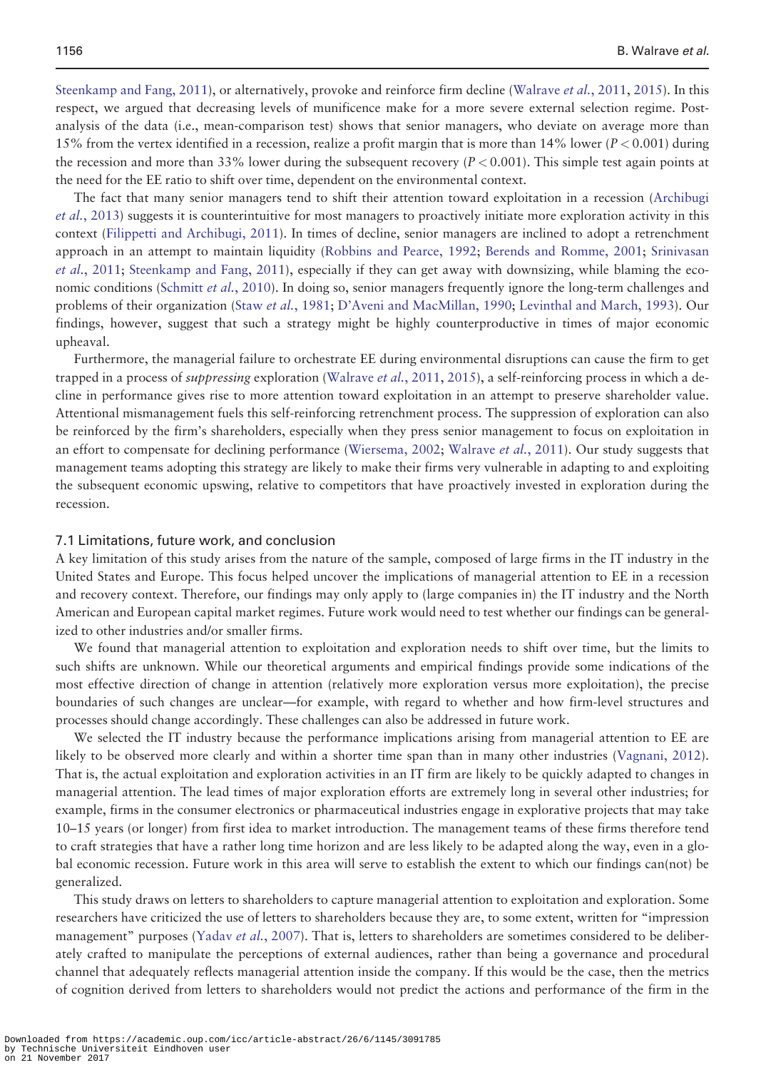Steenkamp and Fang, 2011), or alternatively, provoke and reinforce firm decline (Walrave *et al.*, 2011, 2015). In this respect, we argued that decreasing levels of munificence make for a more severe external selection regime. Post-analysis of the data (i.e., mean-comparison test) shows that senior managers, who deviate on average more than 15% from the vertex identified in a recession, realize a profit margin that is more than 14% lower ($P < 0.001$) during the recession and more than 33% lower during the subsequent recovery ($P < 0.001$). This simple test again points at the need for the EE ratio to shift over time, dependent on the environmental context.

The fact that many senior managers tend to shift their attention toward exploitation in a recession (Archibugi *et al.*, 2013) suggests it is counterintuitive for most managers to proactively initiate more exploration activity in this context (Filippetti and Archibugi, 2011). In times of decline, senior managers are inclined to adopt a retrenchment approach in an attempt to maintain liquidity (Robbins and Pearce, 1992; Berends and Romme, 2001; Srinivasan *et al.*, 2011; Steenkamp and Fang, 2011), especially if they can get away with downsizing, while blaming the economic conditions (Schmitt *et al.*, 2010). In doing so, senior managers frequently ignore the long-term challenges and problems of their organization (Staw *et al.*, 1981; D'Aveni and MacMillan, 1990; Levinthal and March, 1993). Our findings, however, suggest that such a strategy might be highly counterproductive in times of major economic upheaval.

Furthermore, the managerial failure to orchestrate EE during environmental disruptions can cause the firm to get trapped in a process of *suppressing* exploration (Walrave *et al.*, 2011, 2015), a self-reinforcing process in which a decline in performance gives rise to more attention toward exploitation in an attempt to preserve shareholder value. Attentional mismanagement fuels this self-reinforcing retrenchment process. The suppression of exploration can also be reinforced by the firm's shareholders, especially when they press senior management to focus on exploitation in an effort to compensate for declining performance (Wiersema, 2002; Walrave *et al.*, 2011). Our study suggests that management teams adopting this strategy are likely to make their firms very vulnerable in adapting to and exploiting the subsequent economic upswing, relative to competitors that have proactively invested in exploration during the recession.

### 7.1 Limitations, future work, and conclusion

A key limitation of this study arises from the nature of the sample, composed of large firms in the IT industry in the United States and Europe. This focus helped uncover the implications of managerial attention to EE in a recession and recovery context. Therefore, our findings may only apply to (large companies in) the IT industry and the North American and European capital market regimes. Future work would need to test whether our findings can be generalized to other industries and/or smaller firms.

We found that managerial attention to exploitation and exploration needs to shift over time, but the limits to such shifts are unknown. While our theoretical arguments and empirical findings provide some indications of the most effective direction of change in attention (relatively more exploration versus more exploitation), the precise boundaries of such changes are unclear—for example, with regard to whether and how firm-level structures and processes should change accordingly. These challenges can also be addressed in future work.

We selected the IT industry because the performance implications arising from managerial attention to EE are likely to be observed more clearly and within a shorter time span than in many other industries (Vagnani, 2012). That is, the actual exploitation and exploration activities in an IT firm are likely to be quickly adapted to changes in managerial attention. The lead times of major exploration efforts are extremely long in several other industries; for example, firms in the consumer electronics or pharmaceutical industries engage in explorative projects that may take 10–15 years (or longer) from first idea to market introduction. The management teams of these firms therefore tend to craft strategies that have a rather long time horizon and are less likely to be adapted along the way, even in a global economic recession. Future work in this area will serve to establish the extent to which our findings can(not) be generalized.

This study draws on letters to shareholders to capture managerial attention to exploitation and exploration. Some researchers have criticized the use of letters to shareholders because they are, to some extent, written for "impression management" purposes (Yadav *et al.*, 2007). That is, letters to shareholders are sometimes considered to be deliberately crafted to manipulate the perceptions of external audiences, rather than being a governance and procedural channel that adequately reflects managerial attention inside the company. If this would be the case, then the metrics of cognition derived from letters to shareholders would not predict the actions and performance of the firm in the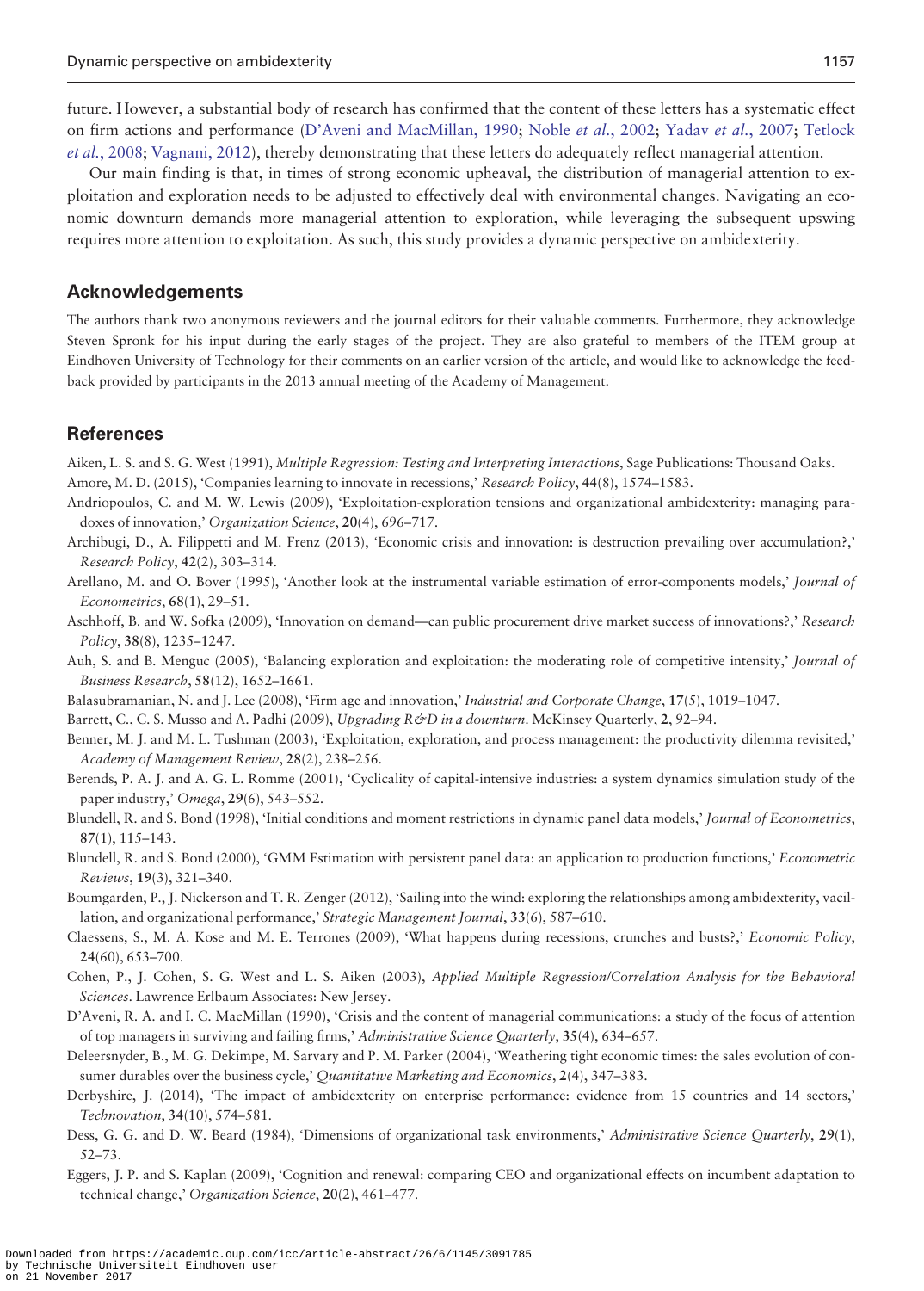future. However, a substantial body of research has confirmed that the content of these letters has a systematic effect on firm actions and performance (D'Aveni and MacMillan, 1990; Noble *et al.*, 2002; Yadav *et al.*, 2007; Tetlock *et al.*, 2008; Vagnani, 2012), thereby demonstrating that these letters do adequately reflect managerial attention.

Our main finding is that, in times of strong economic upheaval, the distribution of managerial attention to exploitation and exploration needs to be adjusted to effectively deal with environmental changes. Navigating an economic downturn demands more managerial attention to exploration, while leveraging the subsequent upswing requires more attention to exploitation. As such, this study provides a dynamic perspective on ambidexterity.

## Acknowledgements

The authors thank two anonymous reviewers and the journal editors for their valuable comments. Furthermore, they acknowledge Steven Spronk for his input during the early stages of the project. They are also grateful to members of the ITEM group at Eindhoven University of Technology for their comments on an earlier version of the article, and would like to acknowledge the feedback provided by participants in the 2013 annual meeting of the Academy of Management.

## References

Aiken, L. S. and S. G. West (1991), *Multiple Regression: Testing and Interpreting Interactions*, Sage Publications: Thousand Oaks.

Amore, M. D. (2015), 'Companies learning to innovate in recessions,' *Research Policy*, **44**(8), 1574–1583.

Andriopoulos, C. and M. W. Lewis (2009), 'Exploitation-exploration tensions and organizational ambidexterity: managing paradoxes of innovation,' *Organization Science*, **20**(4), 696–717.

Archibugi, D., A. Filippetti and M. Frenz (2013), 'Economic crisis and innovation: is destruction prevailing over accumulation?,' *Research Policy*, **42**(2), 303–314.

Arellano, M. and O. Bover (1995), 'Another look at the instrumental variable estimation of error-components models,' *Journal of Econometrics*, **68**(1), 29–51.

Aschhoff, B. and W. Sofka (2009), 'Innovation on demand—can public procurement drive market success of innovations?,' *Research Policy*, **38**(8), 1235–1247.

Auh, S. and B. Menguc (2005), 'Balancing exploration and exploitation: the moderating role of competitive intensity,' *Journal of Business Research*, **58**(12), 1652–1661.

Balasubramanian, N. and J. Lee (2008), 'Firm age and innovation,' *Industrial and Corporate Change*, **17**(5), 1019–1047.

Barrett, C., C. S. Musso and A. Padhi (2009), *Upgrading R&D in a downturn*. McKinsey Quarterly, **2**, 92–94.

Benner, M. J. and M. L. Tushman (2003), 'Exploitation, exploration, and process management: the productivity dilemma revisited,' *Academy of Management Review*, **28**(2), 238–256.

Berends, P. A. J. and A. G. L. Romme (2001), 'Cyclicality of capital-intensive industries: a system dynamics simulation study of the paper industry,' *Omega*, **29**(6), 543–552.

Blundell, R. and S. Bond (1998), 'Initial conditions and moment restrictions in dynamic panel data models,' *Journal of Econometrics*, **87**(1), 115–143.

Blundell, R. and S. Bond (2000), 'GMM Estimation with persistent panel data: an application to production functions,' *Econometric Reviews*, **19**(3), 321–340.

Boumgarden, P., J. Nickerson and T. R. Zenger (2012), 'Sailing into the wind: exploring the relationships among ambidexterity, vacillation, and organizational performance,' *Strategic Management Journal*, **33**(6), 587–610.

Claessens, S., M. A. Kose and M. E. Terrones (2009), 'What happens during recessions, crunches and busts?,' *Economic Policy*, **24**(60), 653–700.

Cohen, P., J. Cohen, S. G. West and L. S. Aiken (2003), *Applied Multiple Regression/Correlation Analysis for the Behavioral Sciences*. Lawrence Erlbaum Associates: New Jersey.

D'Aveni, R. A. and I. C. MacMillan (1990), 'Crisis and the content of managerial communications: a study of the focus of attention of top managers in surviving and failing firms,' *Administrative Science Quarterly*, **35**(4), 634–657.

Deleersnyder, B., M. G. Dekimpe, M. Sarvary and P. M. Parker (2004), 'Weathering tight economic times: the sales evolution of consumer durables over the business cycle,' *Quantitative Marketing and Economics*, **2**(4), 347–383.

Derbyshire, J. (2014), 'The impact of ambidexterity on enterprise performance: evidence from 15 countries and 14 sectors,' *Technovation*, **34**(10), 574–581.

Dess, G. G. and D. W. Beard (1984), 'Dimensions of organizational task environments,' *Administrative Science Quarterly*, **29**(1), 52–73.

Eggers, J. P. and S. Kaplan (2009), 'Cognition and renewal: comparing CEO and organizational effects on incumbent adaptation to technical change,' *Organization Science*, **20**(2), 461–477.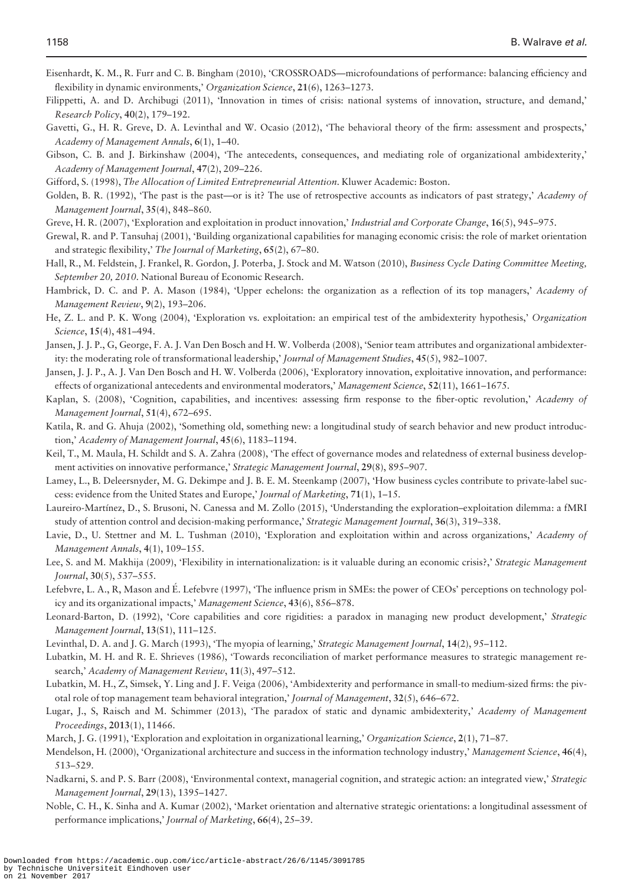Eisenhardt, K. M., R. Furr and C. B. Bingham (2010), 'CROSSROADS—microfoundations of performance: balancing efficiency and flexibility in dynamic environments,' *Organization Science*, **21**(6), 1263–1273.

Filippetti, A. and D. Archibugi (2011), 'Innovation in times of crisis: national systems of innovation, structure, and demand,' *Research Policy*, **40**(2), 179–192.

Gavetti, G., H. R. Greve, D. A. Levinthal and W. Ocasio (2012), 'The behavioral theory of the firm: assessment and prospects,' *Academy of Management Annals*, **6**(1), 1–40.

Gibson, C. B. and J. Birkinshaw (2004), 'The antecedents, consequences, and mediating role of organizational ambidexterity,' *Academy of Management Journal*, **47**(2), 209–226.

Gifford, S. (1998), *The Allocation of Limited Entrepreneurial Attention*. Kluwer Academic: Boston.

Golden, B. R. (1992), 'The past is the past—or is it? The use of retrospective accounts as indicators of past strategy,' *Academy of Management Journal*, **35**(4), 848–860.

Greve, H. R. (2007), 'Exploration and exploitation in product innovation,' *Industrial and Corporate Change*, **16**(5), 945–975.

Grewal, R. and P. Tansuhaj (2001), 'Building organizational capabilities for managing economic crisis: the role of market orientation and strategic flexibility,' *The Journal of Marketing*, **65**(2), 67–80.

Hall, R., M. Feldstein, J. Frankel, R. Gordon, J. Poterba, J. Stock and M. Watson (2010), *Business Cycle Dating Committee Meeting, September 20, 2010*. National Bureau of Economic Research.

Hambrick, D. C. and P. A. Mason (1984), 'Upper echelons: the organization as a reflection of its top managers,' *Academy of Management Review*, **9**(2), 193–206.

He, Z. L. and P. K. Wong (2004), 'Exploration vs. exploitation: an empirical test of the ambidexterity hypothesis,' *Organization Science*, **15**(4), 481–494.

Jansen, J. J. P., G, George, F. A. J. Van Den Bosch and H. W. Volberda (2008), 'Senior team attributes and organizational ambidexterity: the moderating role of transformational leadership,' *Journal of Management Studies*, **45**(5), 982–1007.

Jansen, J. J. P., A. J. Van Den Bosch and H. W. Volberda (2006), 'Exploratory innovation, exploitative innovation, and performance: effects of organizational antecedents and environmental moderators,' *Management Science*, **52**(11), 1661–1675.

Kaplan, S. (2008), 'Cognition, capabilities, and incentives: assessing firm response to the fiber-optic revolution,' *Academy of Management Journal*, **51**(4), 672–695.

Katila, R. and G. Ahuja (2002), 'Something old, something new: a longitudinal study of search behavior and new product introduction,' *Academy of Management Journal*, **45**(6), 1183–1194.

Keil, T., M. Maula, H. Schildt and S. A. Zahra (2008), 'The effect of governance modes and relatedness of external business development activities on innovative performance,' *Strategic Management Journal*, **29**(8), 895–907.

Lamey, L., B. Deleersnyder, M. G. Dekimpe and J. B. E. M. Steenkamp (2007), 'How business cycles contribute to private-label success: evidence from the United States and Europe,' *Journal of Marketing*, **71**(1), 1–15.

Laureiro-Martínez, D., S. Brusoni, N. Canessa and M. Zollo (2015), 'Understanding the exploration–exploitation dilemma: a fMRI study of attention control and decision-making performance,' *Strategic Management Journal*, **36**(3), 319–338.

Lavie, D., U. Stettner and M. L. Tushman (2010), 'Exploration and exploitation within and across organizations,' *Academy of Management Annals*, **4**(1), 109–155.

Lee, S. and M. Makhija (2009), 'Flexibility in internationalization: is it valuable during an economic crisis?,' *Strategic Management Journal*, **30**(5), 537–555.

Lefebvre, L. A., R, Mason and É. Lefebvre (1997), 'The influence prism in SMEs: the power of CEOs' perceptions on technology policy and its organizational impacts,' *Management Science*, **43**(6), 856–878.

Leonard-Barton, D. (1992), 'Core capabilities and core rigidities: a paradox in managing new product development,' *Strategic Management Journal*, **13**(S1), 111–125.

Levinthal, D. A. and J. G. March (1993), 'The myopia of learning,' *Strategic Management Journal*, **14**(2), 95–112.

Lubatkin, M. H. and R. E. Shrieves (1986), 'Towards reconciliation of market performance measures to strategic management research,' *Academy of Management Review*, **11**(3), 497–512.

Lubatkin, M. H., Z, Simsek, Y. Ling and J. F. Veiga (2006), 'Ambidexterity and performance in small-to medium-sized firms: the pivotal role of top management team behavioral integration,' *Journal of Management*, **32**(5), 646–672.

Lugar, J., S, Raisch and M. Schimmer (2013), 'The paradox of static and dynamic ambidexterity,' *Academy of Management Proceedings*, **2013**(1), 11466.

March, J. G. (1991), 'Exploration and exploitation in organizational learning,' *Organization Science*, **2**(1), 71–87.

Mendelson, H. (2000), 'Organizational architecture and success in the information technology industry,' *Management Science*, **46**(4), 513–529.

Nadkarni, S. and P. S. Barr (2008), 'Environmental context, managerial cognition, and strategic action: an integrated view,' *Strategic Management Journal*, **29**(13), 1395–1427.

Noble, C. H., K. Sinha and A. Kumar (2002), 'Market orientation and alternative strategic orientations: a longitudinal assessment of performance implications,' *Journal of Marketing*, **66**(4), 25–39.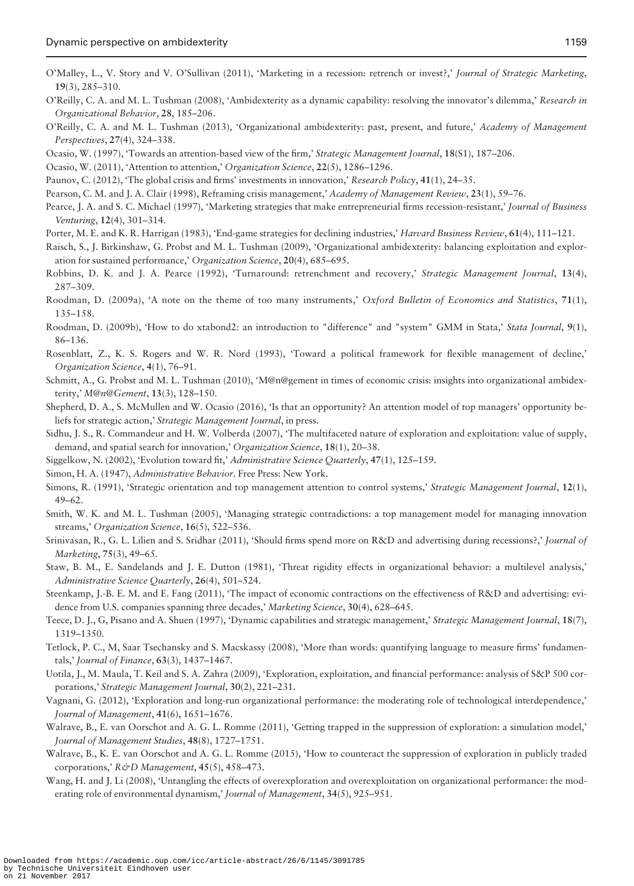O'Malley, L., V. Story and V. O'Sullivan (2011), 'Marketing in a recession: retrench or invest?,' *Journal of Strategic Marketing*, **19**(3), 285–310.

O'Reilly, C. A. and M. L. Tushman (2008), 'Ambidexterity as a dynamic capability: resolving the innovator's dilemma,' *Research in Organizational Behavior*, **28**, 185–206.

O'Reilly, C. A. and M. L. Tushman (2013), 'Organizational ambidexterity: past, present, and future,' *Academy of Management Perspectives*, **27**(4), 324–338.

Ocasio, W. (1997), 'Towards an attention-based view of the firm,' *Strategic Management Journal*, **18**(S1), 187–206.

Ocasio, W. (2011), 'Attention to attention,' *Organization Science*, **22**(5), 1286–1296.

Paunov, C. (2012), 'The global crisis and firms' investments in innovation,' *Research Policy*, **41**(1), 24–35.

Pearson, C. M. and J. A. Clair (1998), Reframing crisis management,' *Academy of Management Review*, **23**(1), 59–76.

Pearce, J. A. and S. C. Michael (1997), 'Marketing strategies that make entrepreneurial firms recession-resistant,' *Journal of Business Venturing*, **12**(4), 301–314.

Porter, M. E. and K. R. Harrigan (1983), 'End-game strategies for declining industries,' *Harvard Business Review*, **61**(4), 111–121.

Raisch, S., J. Birkinshaw, G. Probst and M. L. Tushman (2009), 'Organizational ambidexterity: balancing exploitation and exploration for sustained performance,' *Organization Science*, **20**(4), 685–695.

Robbins, D. K. and J. A. Pearce (1992), 'Turnaround: retrenchment and recovery,' *Strategic Management Journal*, **13**(4), 287–309.

Roodman, D. (2009a), 'A note on the theme of too many instruments,' *Oxford Bulletin of Economics and Statistics*, **71**(1), 135–158.

Roodman, D. (2009b), 'How to do xtabond2: an introduction to "difference" and "system" GMM in Stata,' *Stata Journal*, **9**(1), 86–136.

Rosenblatt, Z., K. S. Rogers and W. R. Nord (1993), 'Toward a political framework for flexible management of decline,' *Organization Science*, **4**(1), 76–91.

Schmitt, A., G. Probst and M. L. Tushman (2010), 'M@n@gement in times of economic crisis: insights into organizational ambidexterity,' *M@n@Gement*, **13**(3), 128–150.

Shepherd, D. A., S. McMullen and W. Ocasio (2016), 'Is that an opportunity? An attention model of top managers' opportunity beliefs for strategic action,' *Strategic Management Journal*, in press.

Sidhu, J. S., R. Commandeur and H. W. Volberda (2007), 'The multifaceted nature of exploration and exploitation: value of supply, demand, and spatial search for innovation,' *Organization Science*, **18**(1), 20–38.

Siggelkow, N. (2002), 'Evolution toward fit,' *Administrative Science Quarterly*, **47**(1), 125–159.

Simon, H. A. (1947), *Administrative Behavior*. Free Press: New York.

Simons, R. (1991), 'Strategic orientation and top management attention to control systems,' *Strategic Management Journal*, **12**(1), 49–62.

Smith, W. K. and M. L. Tushman (2005), 'Managing strategic contradictions: a top management model for managing innovation streams,' *Organization Science*, **16**(5), 522–536.

Srinivasan, R., G. L. Lilien and S. Sridhar (2011), 'Should firms spend more on R&D and advertising during recessions?,' *Journal of Marketing*, **75**(3), 49–65.

Staw, B. M., E. Sandelands and J. E. Dutton (1981), 'Threat rigidity effects in organizational behavior: a multilevel analysis,' *Administrative Science Quarterly*, **26**(4), 501–524.

Steenkamp, J.-B. E. M. and E. Fang (2011), 'The impact of economic contractions on the effectiveness of R&D and advertising: evidence from U.S. companies spanning three decades,' *Marketing Science*, **30**(4), 628–645.

Teece, D. J., G, Pisano and A. Shuen (1997), 'Dynamic capabilities and strategic management,' *Strategic Management Journal*, **18**(7), 1319–1350.

Tetlock, P. C., M, Saar Tsechansky and S. Macskassy (2008), 'More than words: quantifying language to measure firms' fundamentals,' *Journal of Finance*, **63**(3), 1437–1467.

Uotila, J., M. Maula, T. Keil and S. A. Zahra (2009), 'Exploration, exploitation, and financial performance: analysis of S&P 500 corporations,' *Strategic Management Journal*, **30**(2), 221–231.

Vagnani, G. (2012), 'Exploration and long-run organizational performance: the moderating role of technological interdependence,' *Journal of Management*, **41**(6), 1651–1676.

Walrave, B., E. van Oorschot and A. G. L. Romme (2011), 'Getting trapped in the suppression of exploration: a simulation model,' *Journal of Management Studies*, **48**(8), 1727–1751.

Walrave, B., K. E. van Oorschot and A. G. L. Romme (2015), 'How to counteract the suppression of exploration in publicly traded corporations,' *R&D Management*, **45**(5), 458–473.

Wang, H. and J. Li (2008), 'Untangling the effects of overexploration and overexploitation on organizational performance: the moderating role of environmental dynamism,' *Journal of Management*, **34**(5), 925–951.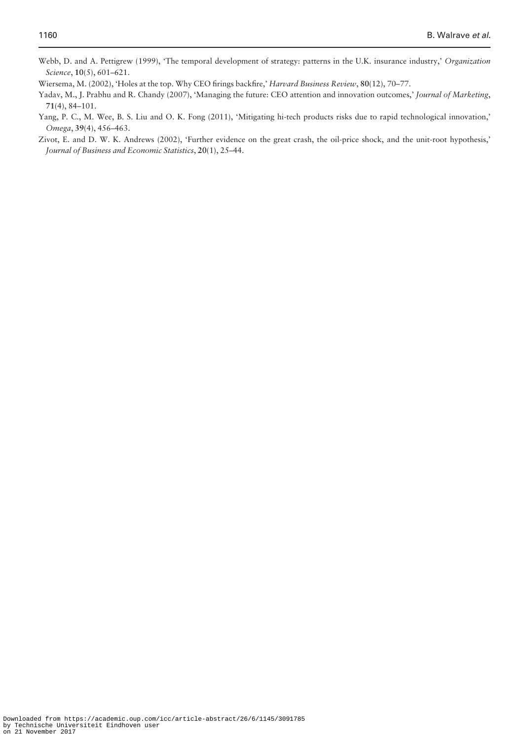Webb, D. and A. Pettigrew (1999), 'The temporal development of strategy: patterns in the U.K. insurance industry,' *Organization Science*, **10**(5), 601–621.

Wiersema, M. (2002), 'Holes at the top. Why CEO firings backfire,' *Harvard Business Review*, **80**(12), 70–77.

Yadav, M., J. Prabhu and R. Chandy (2007), 'Managing the future: CEO attention and innovation outcomes,' *Journal of Marketing*, **71**(4), 84–101.

Yang, P. C., M. Wee, B. S. Liu and O. K. Fong (2011), 'Mitigating hi-tech products risks due to rapid technological innovation,' *Omega*, **39**(4), 456–463.

Zivot, E. and D. W. K. Andrews (2002), 'Further evidence on the great crash, the oil-price shock, and the unit-root hypothesis,' *Journal of Business and Economic Statistics*, **20**(1), 25–44.